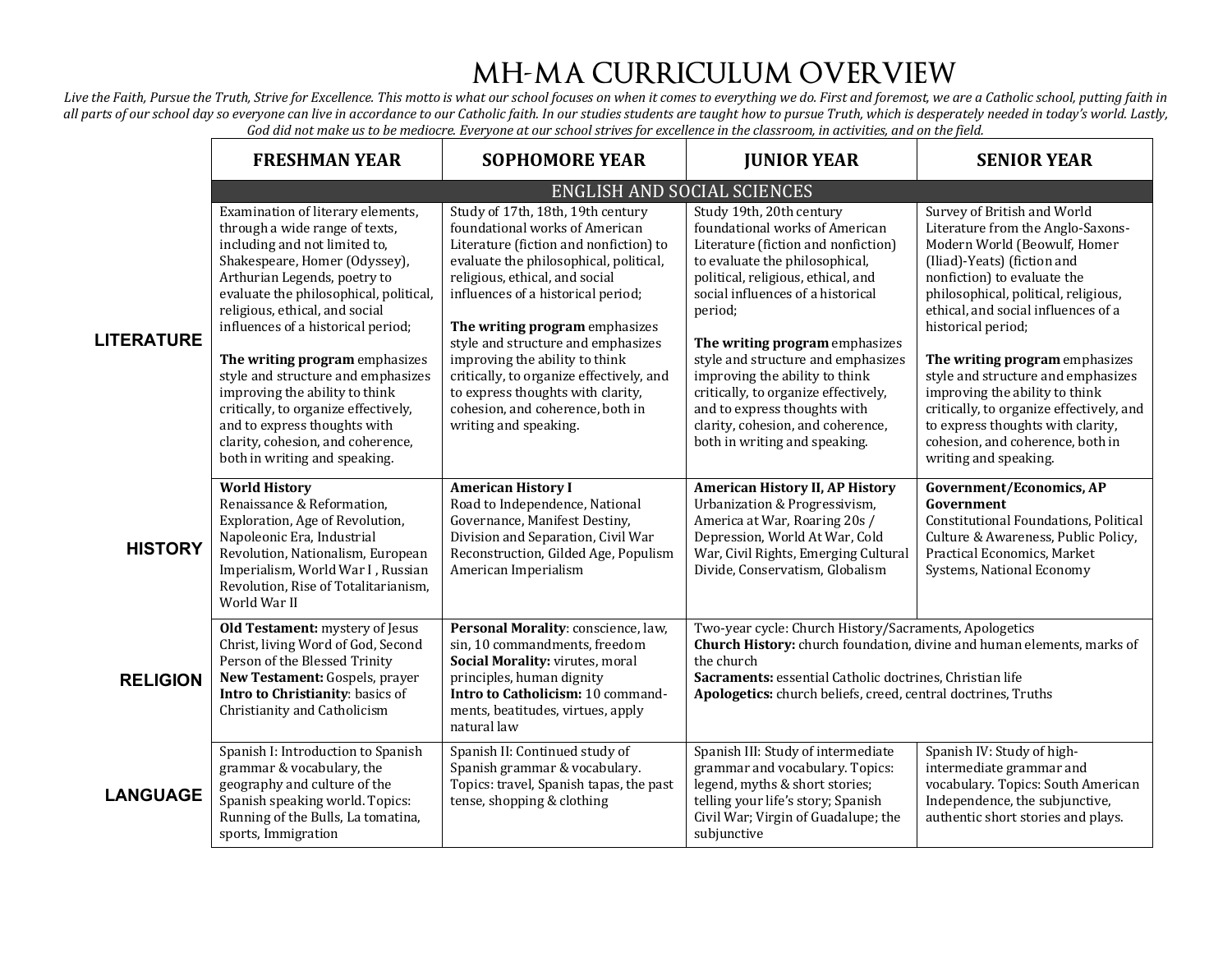# MH-MA CURRICULUM OVERVIEW

*Live the Faith, Pursue the Truth, Strive for Excellence. This motto is what our school focuses on when it comes to everything we do. First and foremost, we are a Catholic school, putting faith in all parts of our school day so everyone can live in accordance to our Catholic faith. In our studies students are taught how to pursue Truth, which is desperately needed in today's world. Lastly, God did not make us to be mediocre. Everyone at our school strives for excellence in the classroom, in activities, and on the field.*

| | FRESHMAN YEAR | SOPHOMORE YEAR | JUNIOR YEAR | SENIOR YEAR |
|---|---|---|---|---|
| | ENGLISH AND SOCIAL SCIENCES | | | |
| **LITERATURE** | Examination of literary elements, through a wide range of texts, including and not limited to, Shakespeare, Homer (Odyssey), Arthurian Legends, poetry to evaluate the philosophical, political, religious, ethical, and social influences of a historical period;<br><br>**The writing program** emphasizes style and structure and emphasizes improving the ability to think critically, to organize effectively, and to express thoughts with clarity, cohesion, and coherence, both in writing and speaking. | Study of 17th, 18th, 19th century foundational works of American Literature (fiction and nonfiction) to evaluate the philosophical, political, religious, ethical, and social influences of a historical period;<br><br>**The writing program** emphasizes style and structure and emphasizes improving the ability to think critically, to organize effectively, and to express thoughts with clarity, cohesion, and coherence, both in writing and speaking. | Study 19th, 20th century foundational works of American Literature (fiction and nonfiction) to evaluate the philosophical, political, religious, ethical, and social influences of a historical period;<br><br>**The writing program** emphasizes style and structure and emphasizes improving the ability to think critically, to organize effectively, and to express thoughts with clarity, cohesion, and coherence, both in writing and speaking. | Survey of British and World Literature from the Anglo-Saxons-Modern World (Beowulf, Homer (Iliad)-Yeats) (fiction and nonfiction) to evaluate the philosophical, political, religious, ethical, and social influences of a historical period;<br><br>**The writing program** emphasizes style and structure and emphasizes improving the ability to think critically, to organize effectively, and to express thoughts with clarity, cohesion, and coherence, both in writing and speaking. |
| **HISTORY** | **World History**<br>Renaissance & Reformation, Exploration, Age of Revolution, Napoleonic Era, Industrial Revolution, Nationalism, European Imperialism, World War I , Russian Revolution, Rise of Totalitarianism, World War II | **American History I**<br>Road to Independence, National Governance, Manifest Destiny, Division and Separation, Civil War Reconstruction, Gilded Age, Populism American Imperialism | **American History II, AP History**<br>Urbanization & Progressivism, America at War, Roaring 20s / Depression, World At War, Cold War, Civil Rights, Emerging Cultural Divide, Conservatism, Globalism | **Government/Economics, AP Government**<br>Constitutional Foundations, Political Culture & Awareness, Public Policy, Practical Economics, Market Systems, National Economy |
| **RELIGION** | **Old Testament:** mystery of Jesus Christ, living Word of God, Second Person of the Blessed Trinity<br>**New Testament:** Gospels, prayer<br>**Intro to Christianity**: basics of Christianity and Catholicism | **Personal Morality**: conscience, law, sin, 10 commandments, freedom<br>**Social Morality:** virutes, moral principles, human dignity<br>**Intro to Catholicism:** 10 command-ments, beatitudes, virtues, apply natural law | Two-year cycle: Church History/Sacraments, Apologetics<br>**Church History:** church foundation, divine and human elements, marks of the church<br>**Sacraments:** essential Catholic doctrines, Christian life<br>**Apologetics:** church beliefs, creed, central doctrines, Truths | |
| **LANGUAGE** | Spanish I: Introduction to Spanish grammar & vocabulary, the geography and culture of the Spanish speaking world. Topics: Running of the Bulls, La tomatina, sports, Immigration | Spanish II: Continued study of Spanish grammar & vocabulary. Topics: travel, Spanish tapas, the past tense, shopping & clothing | Spanish III: Study of intermediate grammar and vocabulary. Topics: legend, myths & short stories; telling your life's story; Spanish Civil War; Virgin of Guadalupe; the subjunctive | Spanish IV: Study of high-intermediate grammar and vocabulary. Topics: South American Independence, the subjunctive, authentic short stories and plays. |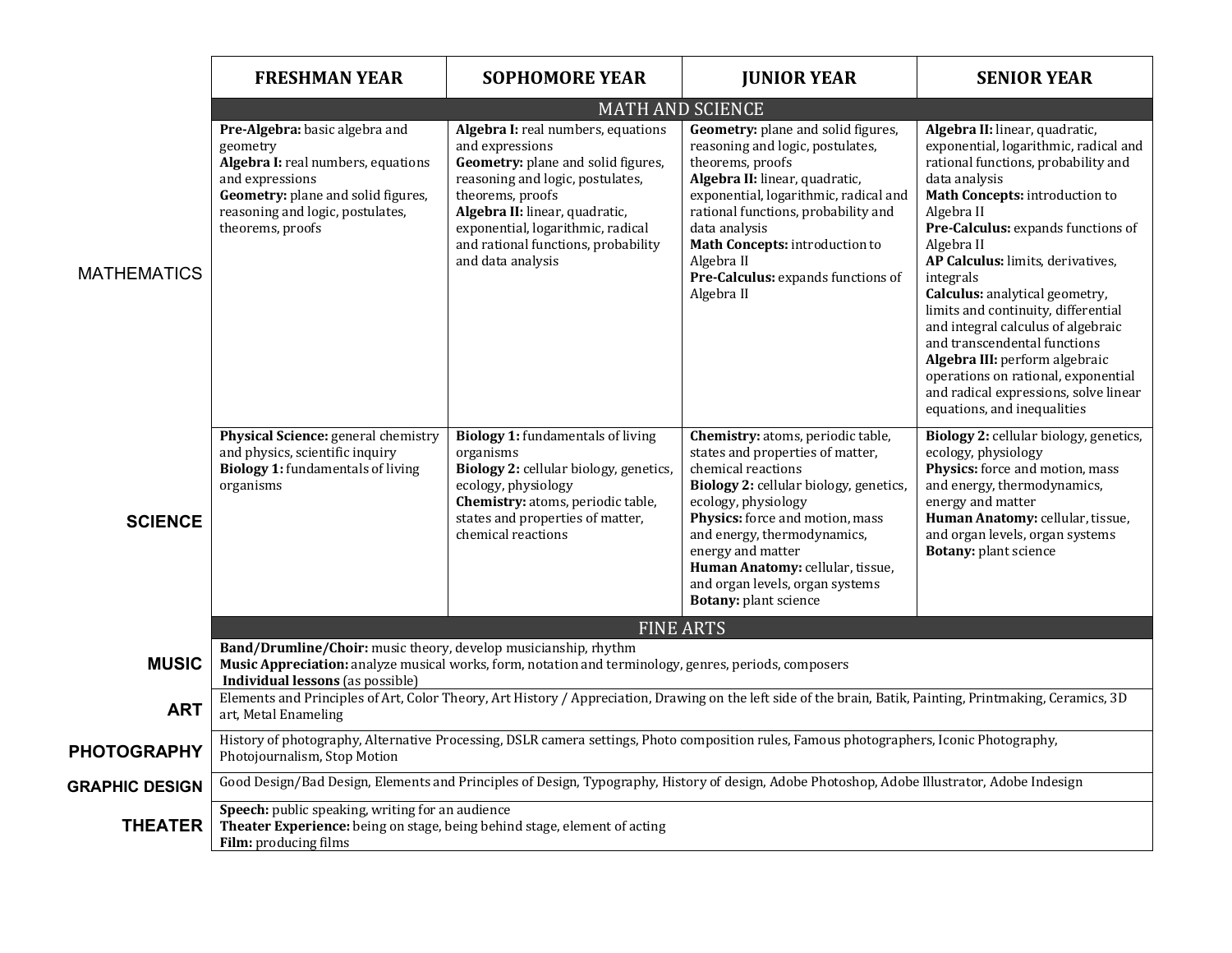| | FRESHMAN YEAR | SOPHOMORE YEAR | JUNIOR YEAR | SENIOR YEAR |
|---|---|---|---|---|
| | **MATH AND SCIENCE** | | | |
| MATHEMATICS | **Pre-Algebra:** basic algebra and geometry<br>**Algebra I:** real numbers, equations and expressions<br>**Geometry:** plane and solid figures, reasoning and logic, postulates, theorems, proofs | **Algebra I:** real numbers, equations and expressions<br>**Geometry:** plane and solid figures, reasoning and logic, postulates, theorems, proofs<br>**Algebra II:** linear, quadratic, exponential, logarithmic, radical and rational functions, probability and data analysis | **Geometry:** plane and solid figures, reasoning and logic, postulates, theorems, proofs<br>**Algebra II:** linear, quadratic, exponential, logarithmic, radical and rational functions, probability and data analysis<br>**Math Concepts:** introduction to Algebra II<br>**Pre-Calculus:** expands functions of Algebra II | **Algebra II:** linear, quadratic, exponential, logarithmic, radical and rational functions, probability and data analysis<br>**Math Concepts:** introduction to Algebra II<br>**Pre-Calculus:** expands functions of Algebra II<br>**AP Calculus:** limits, derivatives, integrals<br>**Calculus:** analytical geometry, limits and continuity, differential and integral calculus of algebraic and transcendental functions<br>**Algebra III:** perform algebraic operations on rational, exponential and radical expressions, solve linear equations, and inequalities |
| SCIENCE | **Physical Science:** general chemistry and physics, scientific inquiry<br>**Biology 1:** fundamentals of living organisms | **Biology 1:** fundamentals of living organisms<br>**Biology 2:** cellular biology, genetics, ecology, physiology<br>**Chemistry:** atoms, periodic table, states and properties of matter, chemical reactions | **Chemistry:** atoms, periodic table, states and properties of matter, chemical reactions<br>**Biology 2:** cellular biology, genetics, ecology, physiology<br>**Physics:** force and motion, mass and energy, thermodynamics, energy and matter<br>**Human Anatomy:** cellular, tissue, and organ levels, organ systems<br>**Botany:** plant science | **Biology 2:** cellular biology, genetics, ecology, physiology<br>**Physics:** force and motion, mass and energy, thermodynamics, energy and matter<br>**Human Anatomy:** cellular, tissue, and organ levels, organ systems<br>**Botany:** plant science |
| | **FINE ARTS** | | | |
| MUSIC | **Band/Drumline/Choir:** music theory, develop musicianship, rhythm<br>**Music Appreciation:** analyze musical works, form, notation and terminology, genres, periods, composers<br>**Individual lessons** (as possible) | | | |
| ART | Elements and Principles of Art, Color Theory, Art History / Appreciation, Drawing on the left side of the brain, Batik, Painting, Printmaking, Ceramics, 3D art, Metal Enameling | | | |
| PHOTOGRAPHY | History of photography, Alternative Processing, DSLR camera settings, Photo composition rules, Famous photographers, Iconic Photography, Photojournalism, Stop Motion | | | |
| GRAPHIC DESIGN | Good Design/Bad Design, Elements and Principles of Design, Typography, History of design, Adobe Photoshop, Adobe Illustrator, Adobe Indesign | | | |
| THEATER | **Speech:** public speaking, writing for an audience<br>**Theater Experience:** being on stage, being behind stage, element of acting<br>**Film:** producing films | | | |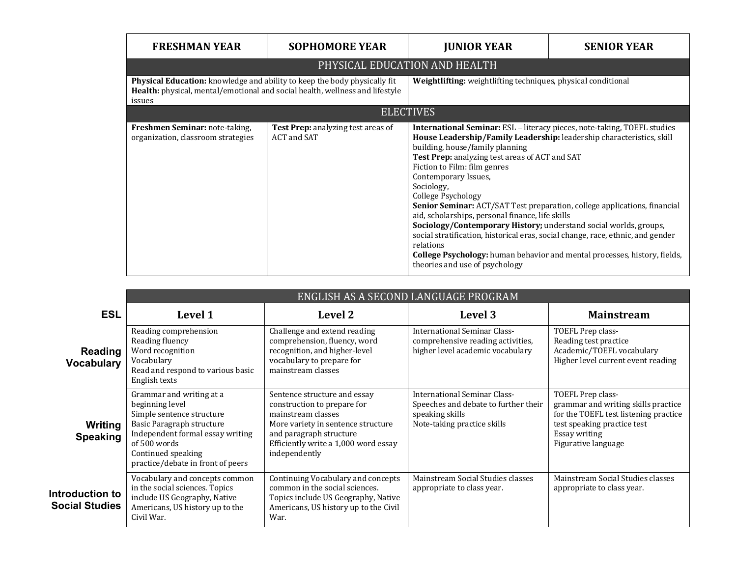| FRESHMAN YEAR | SOPHOMORE YEAR | JUNIOR YEAR | SENIOR YEAR |
|---|---|---|---|
| PHYSICAL EDUCATION AND HEALTH | | | |
| **Physical Education:** knowledge and ability to keep the body physically fit<br>**Health:** physical, mental/emotional and social health, wellness and lifestyle issues | | **Weightlifting:** weightlifting techniques, physical conditional | |
| ELECTIVES | | | |
| **Freshmen Seminar:** note-taking, organization, classroom strategies | **Test Prep:** analyzing test areas of ACT and SAT | **International Seminar:** ESL – literacy pieces, note-taking, TOEFL studies<br>**House Leadership/Family Leadership:** leadership characteristics, skill building, house/family planning<br>**Test Prep:** analyzing test areas of ACT and SAT<br>Fiction to Film: film genres<br>Contemporary Issues,<br>Sociology,<br>College Psychology<br>**Senior Seminar:** ACT/SAT Test preparation, college applications, financial aid, scholarships, personal finance, life skills<br>**Sociology/Contemporary History;** understand social worlds, groups, social stratification, historical eras, social change, race, ethnic, and gender relations<br>**College Psychology:** human behavior and mental processes, history, fields, theories and use of psychology | |

| | ENGLISH AS A SECOND LANGUAGE PROGRAM | | | |
|---|---|---|---|---|
| **ESL** | **Level 1** | **Level 2** | **Level 3** | **Mainstream** |
| **Reading Vocabulary** | Reading comprehension<br>Reading fluency<br>Word recognition<br>Vocabulary<br>Read and respond to various basic English texts | Challenge and extend reading comprehension, fluency, word recognition, and higher-level vocabulary to prepare for mainstream classes | International Seminar Class-comprehensive reading activities, higher level academic vocabulary | TOEFL Prep class-<br>Reading test practice<br>Academic/TOEFL vocabulary<br>Higher level current event reading |
| **Writing Speaking** | Grammar and writing at a beginning level<br>Simple sentence structure<br>Basic Paragraph structure<br>Independent formal essay writing of 500 words<br>Continued speaking practice/debate in front of peers | Sentence structure and essay construction to prepare for mainstream classes<br>More variety in sentence structure and paragraph structure<br>Efficiently write a 1,000 word essay independently | International Seminar Class-<br>Speeches and debate to further their speaking skills<br>Note-taking practice skills | TOEFL Prep class-<br>grammar and writing skills practice for the TOEFL test listening practice test speaking practice test<br>Essay writing<br>Figurative language |
| **Introduction to Social Studies** | Vocabulary and concepts common in the social sciences. Topics include US Geography, Native Americans, US history up to the Civil War. | Continuing Vocabulary and concepts common in the social sciences. Topics include US Geography, Native Americans, US history up to the Civil War. | Mainstream Social Studies classes appropriate to class year. | Mainstream Social Studies classes appropriate to class year. |